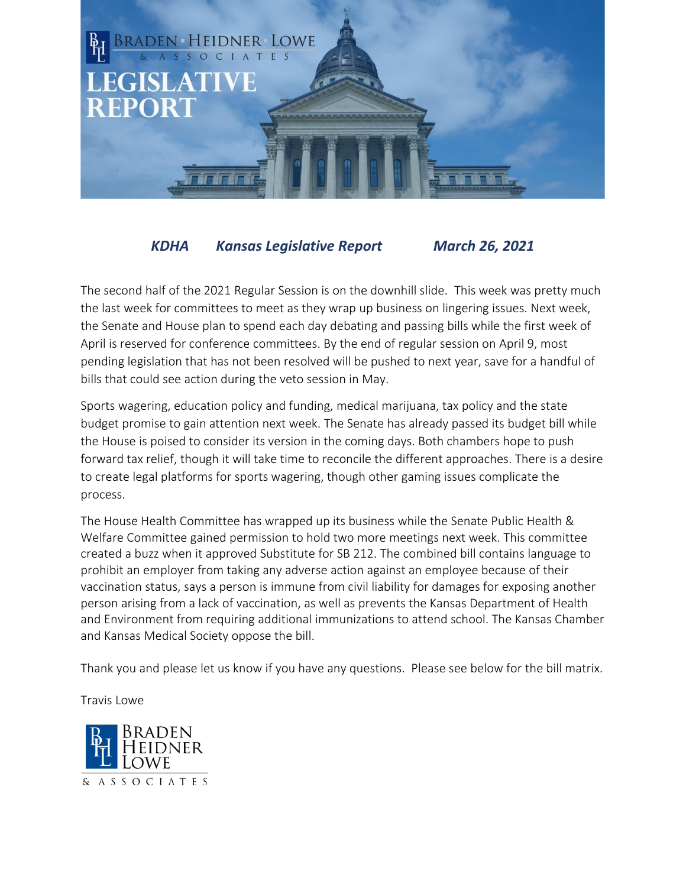# BRADEN · HEIDNER · LOWE & ASSOCIATES

# LEGISLATIVE REPORT

***KDHA Kansas Legislative Report March 26, 2021***

The second half of the 2021 Regular Session is on the downhill slide. This week was pretty much the last week for committees to meet as they wrap up business on lingering issues. Next week, the Senate and House plan to spend each day debating and passing bills while the first week of April is reserved for conference committees. By the end of regular session on April 9, most pending legislation that has not been resolved will be pushed to next year, save for a handful of bills that could see action during the veto session in May.

Sports wagering, education policy and funding, medical marijuana, tax policy and the state budget promise to gain attention next week. The Senate has already passed its budget bill while the House is poised to consider its version in the coming days. Both chambers hope to push forward tax relief, though it will take time to reconcile the different approaches. There is a desire to create legal platforms for sports wagering, though other gaming issues complicate the process.

The House Health Committee has wrapped up its business while the Senate Public Health & Welfare Committee gained permission to hold two more meetings next week. This committee created a buzz when it approved Substitute for SB 212. The combined bill contains language to prohibit an employer from taking any adverse action against an employee because of their vaccination status, says a person is immune from civil liability for damages for exposing another person arising from a lack of vaccination, as well as prevents the Kansas Department of Health and Environment from requiring additional immunizations to attend school. The Kansas Chamber and Kansas Medical Society oppose the bill.

Thank you and please let us know if you have any questions. Please see below for the bill matrix.

Travis Lowe

BRADEN HEIDNER LOWE & ASSOCIATES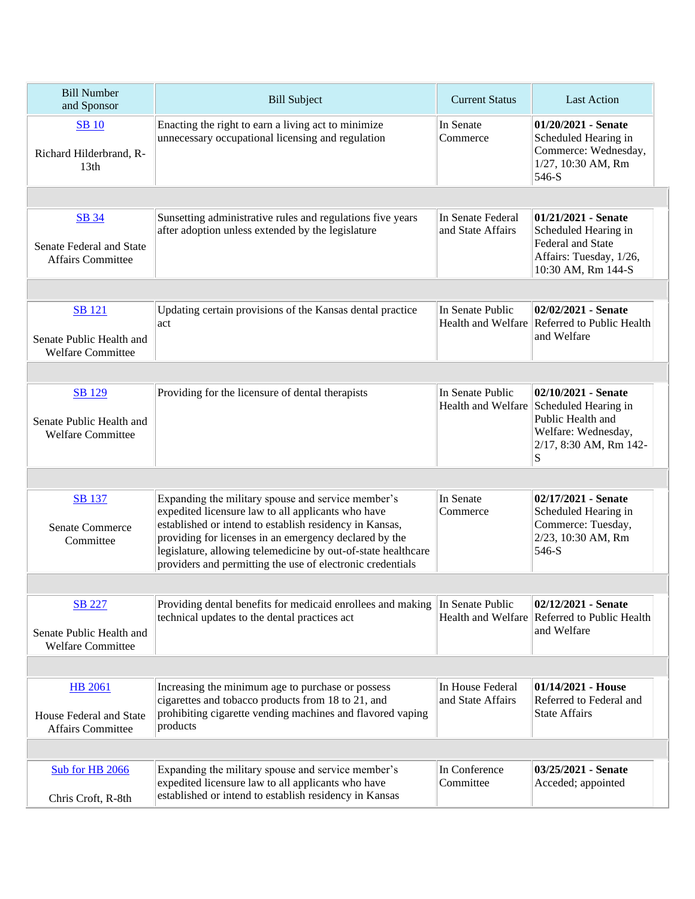| Bill Number and Sponsor | Bill Subject | Current Status | Last Action |
|---|---|---|---|
| SB 10<br><br>Richard Hilderbrand, R-13th | Enacting the right to earn a living act to minimize unnecessary occupational licensing and regulation | In Senate Commerce | **01/20/2021 - Senate** Scheduled Hearing in Commerce: Wednesday, 1/27, 10:30 AM, Rm 546-S |
| SB 34<br><br>Senate Federal and State Affairs Committee | Sunsetting administrative rules and regulations five years after adoption unless extended by the legislature | In Senate Federal and State Affairs | **01/21/2021 - Senate** Scheduled Hearing in Federal and State Affairs: Tuesday, 1/26, 10:30 AM, Rm 144-S |
| SB 121<br><br>Senate Public Health and Welfare Committee | Updating certain provisions of the Kansas dental practice act | In Senate Public Health and Welfare | **02/02/2021 - Senate** Referred to Public Health and Welfare |
| SB 129<br><br>Senate Public Health and Welfare Committee | Providing for the licensure of dental therapists | In Senate Public Health and Welfare | **02/10/2021 - Senate** Scheduled Hearing in Public Health and Welfare: Wednesday, 2/17, 8:30 AM, Rm 142-S |
| SB 137<br><br>Senate Commerce Committee | Expanding the military spouse and service member's expedited licensure law to all applicants who have established or intend to establish residency in Kansas, providing for licenses in an emergency declared by the legislature, allowing telemedicine by out-of-state healthcare providers and permitting the use of electronic credentials | In Senate Commerce | **02/17/2021 - Senate** Scheduled Hearing in Commerce: Tuesday, 2/23, 10:30 AM, Rm 546-S |
| SB 227<br><br>Senate Public Health and Welfare Committee | Providing dental benefits for medicaid enrollees and making technical updates to the dental practices act | In Senate Public Health and Welfare | **02/12/2021 - Senate** Referred to Public Health and Welfare |
| HB 2061<br><br>House Federal and State Affairs Committee | Increasing the minimum age to purchase or possess cigarettes and tobacco products from 18 to 21, and prohibiting cigarette vending machines and flavored vaping products | In House Federal and State Affairs | **01/14/2021 - House** Referred to Federal and State Affairs |
| Sub for HB 2066<br><br>Chris Croft, R-8th | Expanding the military spouse and service member's expedited licensure law to all applicants who have established or intend to establish residency in Kansas | In Conference Committee | **03/25/2021 - Senate** Acceded; appointed |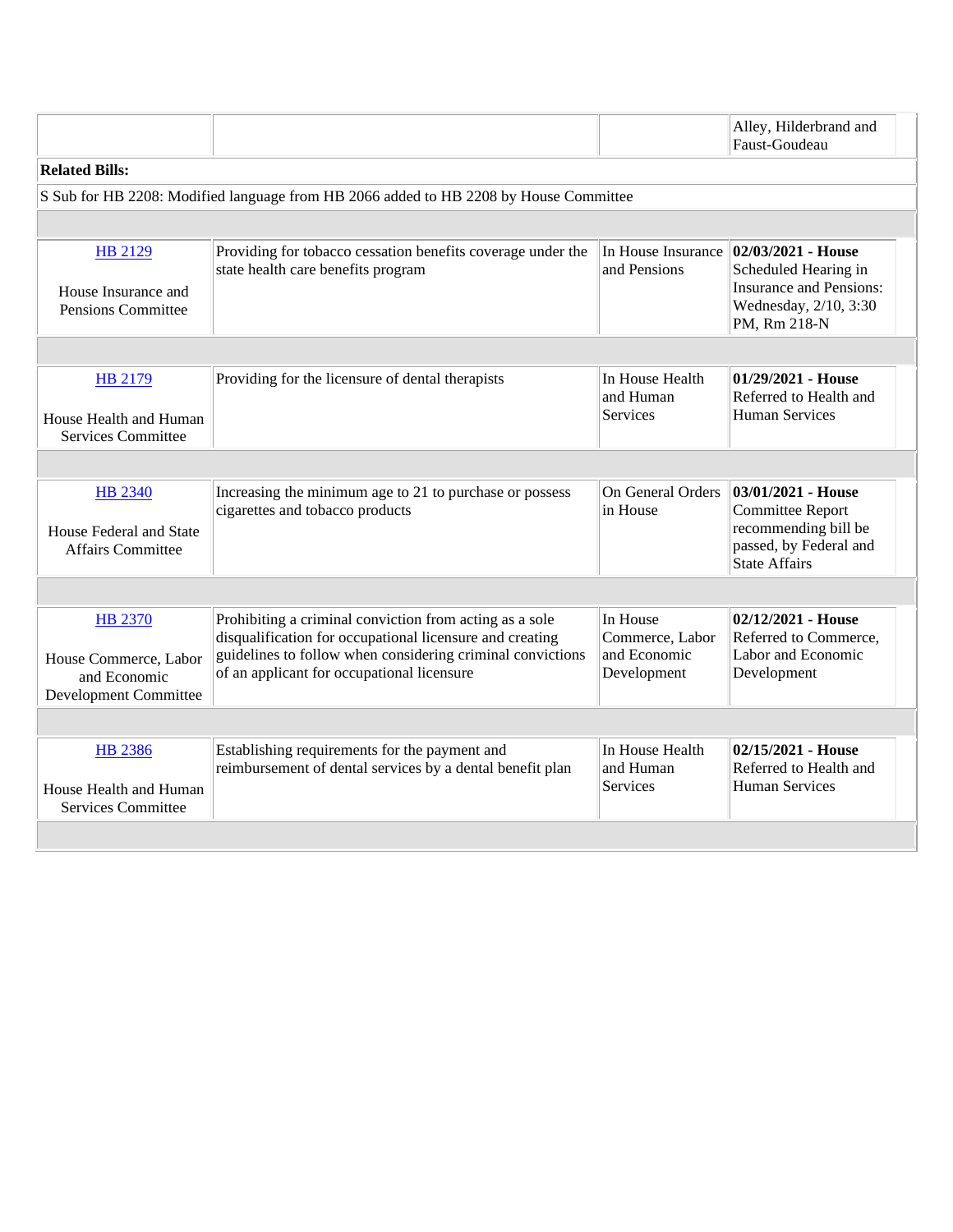| | | | |
|---|---|---|---|
| | | | Alley, Hilderbrand and Faust-Goudeau |

**Related Bills:**

S Sub for HB 2208: Modified language from HB 2066 added to HB 2208 by House Committee

| | | | |
|---|---|---|---|
| HB 2129<br><br>House Insurance and Pensions Committee | Providing for tobacco cessation benefits coverage under the state health care benefits program | In House Insurance and Pensions | **02/03/2021 - House** Scheduled Hearing in Insurance and Pensions: Wednesday, 2/10, 3:30 PM, Rm 218-N |
| HB 2179<br><br>House Health and Human Services Committee | Providing for the licensure of dental therapists | In House Health and Human Services | **01/29/2021 - House** Referred to Health and Human Services |
| HB 2340<br><br>House Federal and State Affairs Committee | Increasing the minimum age to 21 to purchase or possess cigarettes and tobacco products | On General Orders in House | **03/01/2021 - House** Committee Report recommending bill be passed, by Federal and State Affairs |
| HB 2370<br><br>House Commerce, Labor and Economic Development Committee | Prohibiting a criminal conviction from acting as a sole disqualification for occupational licensure and creating guidelines to follow when considering criminal convictions of an applicant for occupational licensure | In House Commerce, Labor and Economic Development | **02/12/2021 - House** Referred to Commerce, Labor and Economic Development |
| HB 2386<br><br>House Health and Human Services Committee | Establishing requirements for the payment and reimbursement of dental services by a dental benefit plan | In House Health and Human Services | **02/15/2021 - House** Referred to Health and Human Services |